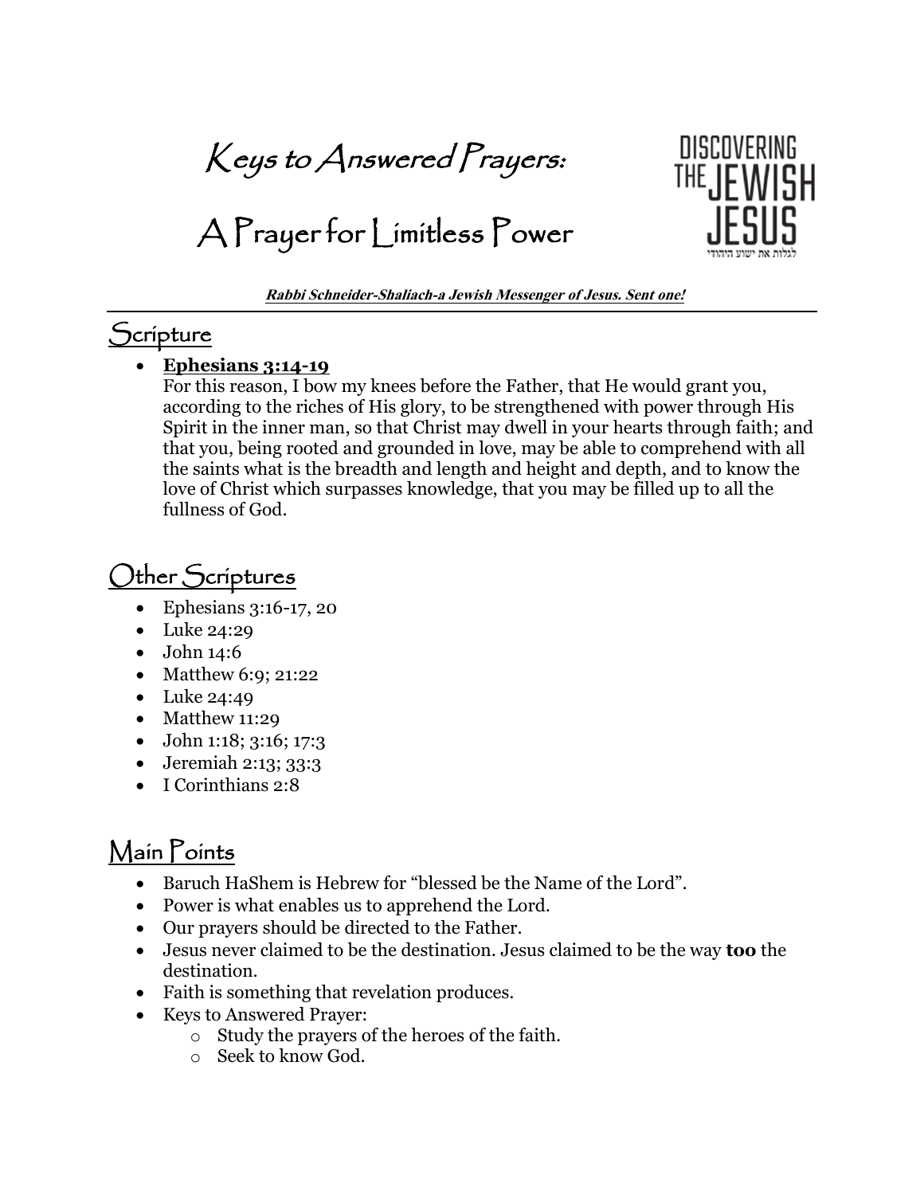# Keys to Answered Prayers:

# A Prayer for Limitless Power

DISCOVERING THE JEWISH JESUS

לגלות את ישוע היהודי

***Rabbi Schneider-Shaliach-a Jewish Messenger of Jesus. Sent one!***

## Scripture

- **Ephesians 3:14-19**
  For this reason, I bow my knees before the Father, that He would grant you, according to the riches of His glory, to be strengthened with power through His Spirit in the inner man, so that Christ may dwell in your hearts through faith; and that you, being rooted and grounded in love, may be able to comprehend with all the saints what is the breadth and length and height and depth, and to know the love of Christ which surpasses knowledge, that you may be filled up to all the fullness of God.

## Other Scriptures

- Ephesians 3:16-17, 20
- Luke 24:29
- John 14:6
- Matthew 6:9; 21:22
- Luke 24:49
- Matthew 11:29
- John 1:18; 3:16; 17:3
- Jeremiah 2:13; 33:3
- I Corinthians 2:8

## Main Points

- Baruch HaShem is Hebrew for "blessed be the Name of the Lord".
- Power is what enables us to apprehend the Lord.
- Our prayers should be directed to the Father.
- Jesus never claimed to be the destination. Jesus claimed to be the way **too** the destination.
- Faith is something that revelation produces.
- Keys to Answered Prayer:
  - Study the prayers of the heroes of the faith.
  - Seek to know God.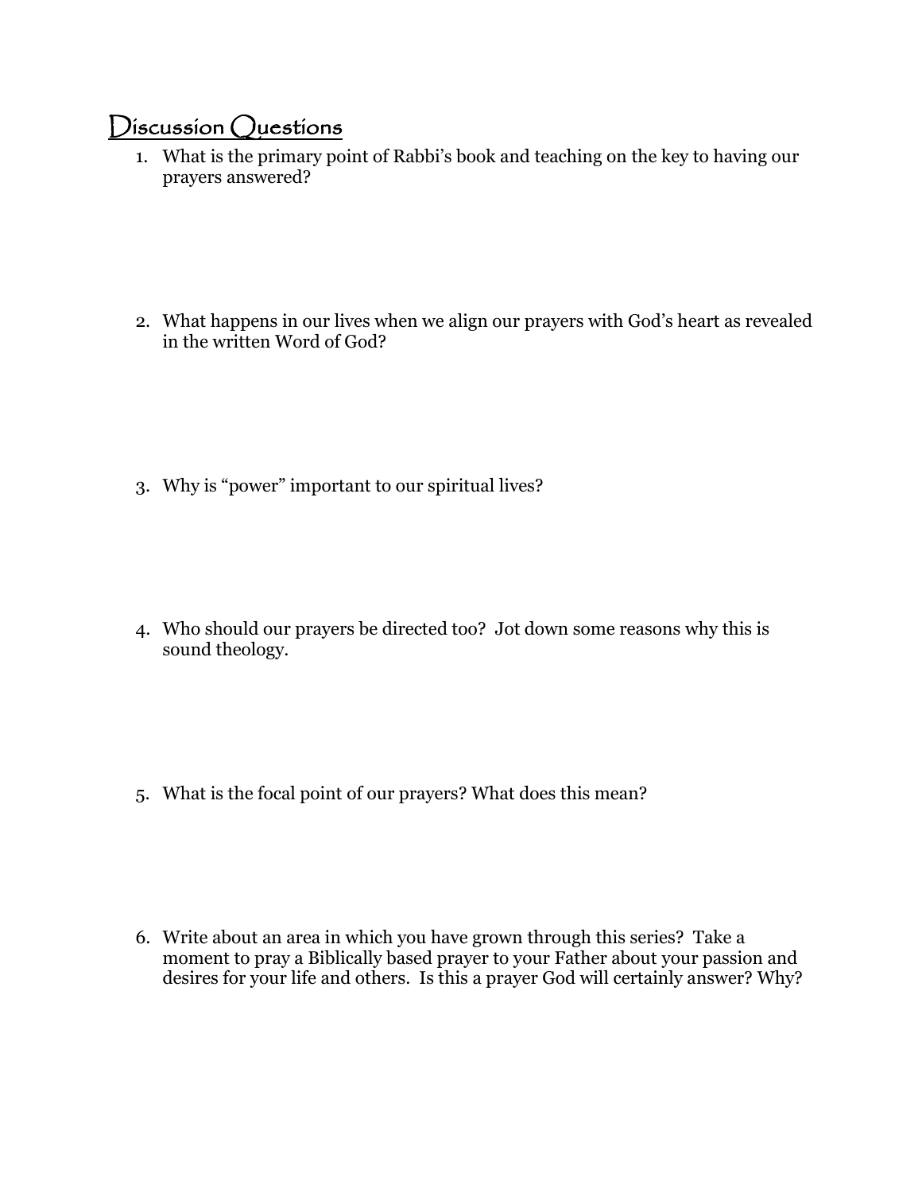## Discussion Questions

1. What is the primary point of Rabbi's book and teaching on the key to having our prayers answered?

2. What happens in our lives when we align our prayers with God's heart as revealed in the written Word of God?

3. Why is "power" important to our spiritual lives?

4. Who should our prayers be directed too? Jot down some reasons why this is sound theology.

5. What is the focal point of our prayers? What does this mean?

6. Write about an area in which you have grown through this series? Take a moment to pray a Biblically based prayer to your Father about your passion and desires for your life and others. Is this a prayer God will certainly answer? Why?